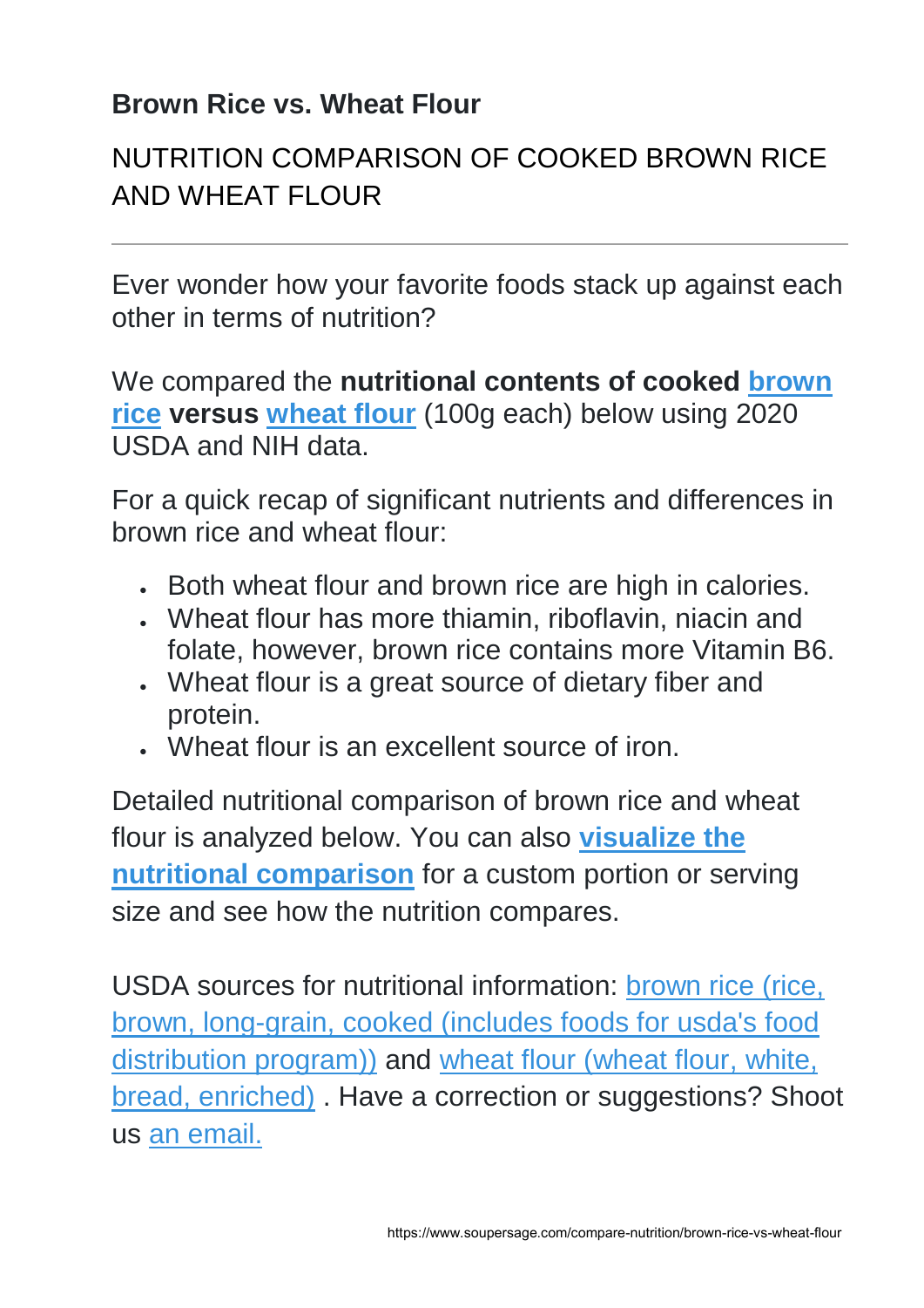# Brown Rice vs. Wheat Flour

## NUTRITION COMPARISON OF COOKED BROWN RICE AND WHEAT FLOUR

---

Ever wonder how your favorite foods stack up against each other in terms of nutrition?

We compared the **nutritional contents of cooked brown rice versus wheat flour** (100g each) below using 2020 USDA and NIH data.

For a quick recap of significant nutrients and differences in brown rice and wheat flour:

- Both wheat flour and brown rice are high in calories.
- Wheat flour has more thiamin, riboflavin, niacin and folate, however, brown rice contains more Vitamin B6.
- Wheat flour is a great source of dietary fiber and protein.
- Wheat flour is an excellent source of iron.

Detailed nutritional comparison of brown rice and wheat flour is analyzed below. You can also **visualize the nutritional comparison** for a custom portion or serving size and see how the nutrition compares.

USDA sources for nutritional information: brown rice (rice, brown, long-grain, cooked (includes foods for usda's food distribution program)) and wheat flour (wheat flour, white, bread, enriched) . Have a correction or suggestions? Shoot us an email.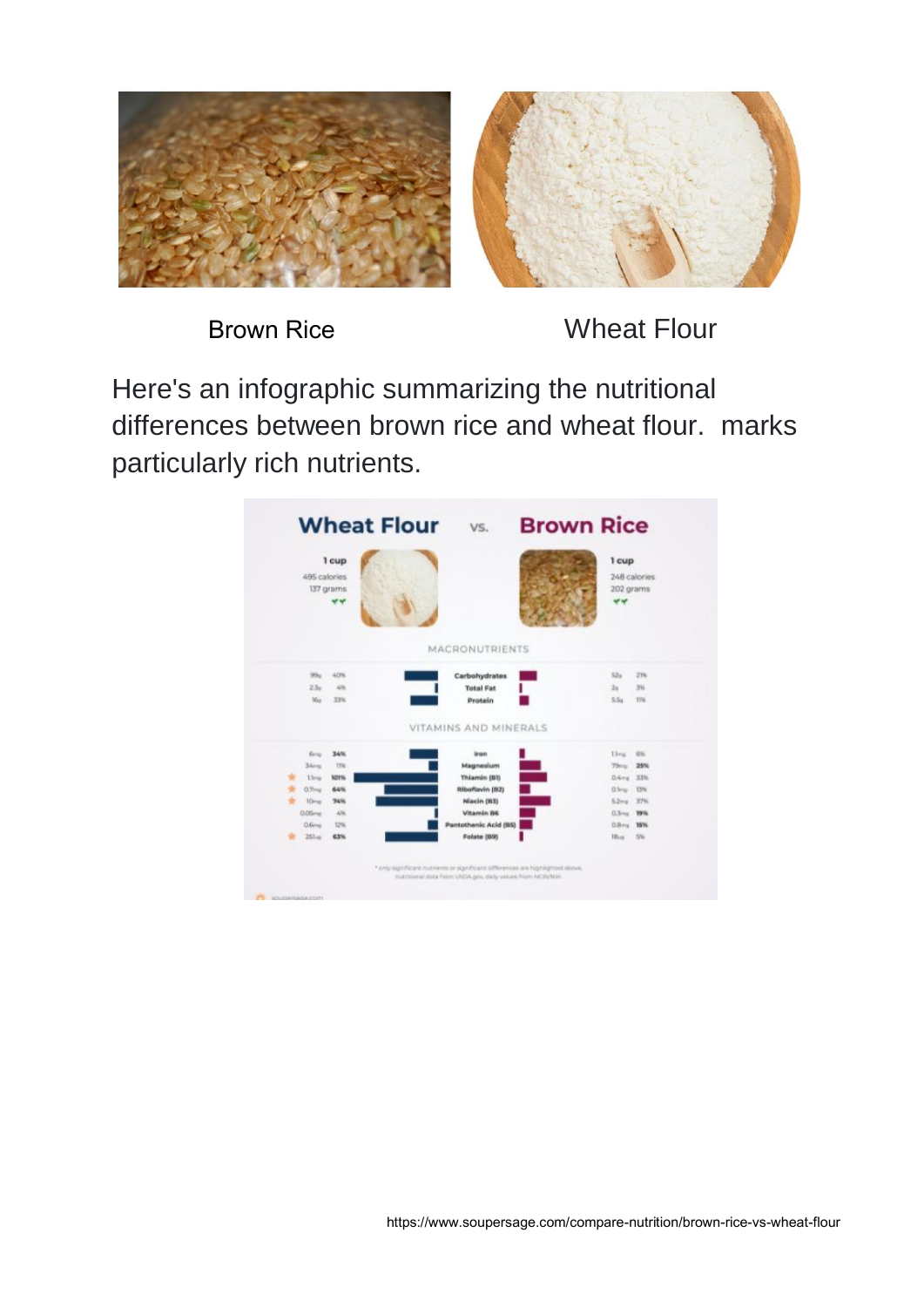Brown Rice

Wheat Flour

Here's an infographic summarizing the nutritional differences between brown rice and wheat flour. marks particularly rich nutrients.

## Wheat Flour vs. Brown Rice

| Wheat Flour | Brown Rice |
|---|---|
| 1 cup | 1 cup |
| 495 calories | 248 calories |
| 137 grams | 202 grams |

**MACRONUTRIENTS**

| Wheat Flour | | Nutrient | Brown Rice | |
|---|---|---|---|---|
| 99g | 40% | Carbohydrates | 52g | 21% |
| 2.3g | 4% | Total Fat | 2g | 3% |
| 16g | 33% | Protein | 5.5g | 11% |

**VITAMINS AND MINERALS**

| Wheat Flour | | Nutrient | Brown Rice | |
|---|---|---|---|---|
| 6mg | 34% | Iron | 1.1mg | 6% |
| 34mg | 11% | Magnesium | 79mg | 25% |
| 1.1mg | 101% | Thiamin (B1) | 0.4mg | 33% |
| 0.7mg | 64% | Riboflavin (B2) | 0.1mg | 13% |
| 10mg | 74% | Niacin (B3) | 5.2mg | 37% |
| 0.05mg | 4% | Vitamin B6 | 0.3mg | 19% |
| 0.6mg | 12% | Pantothenic Acid (B5) | 0.8mg | 15% |
| 251µg | 63% | Folate (B9) | 18µg | 5% |

\* only significant nutrients or significant differences are highlighted above. nutritional data from USDA.gov, daily values from NCBI/NIH.

soupersage.com

https://www.soupersage.com/compare-nutrition/brown-rice-vs-wheat-flour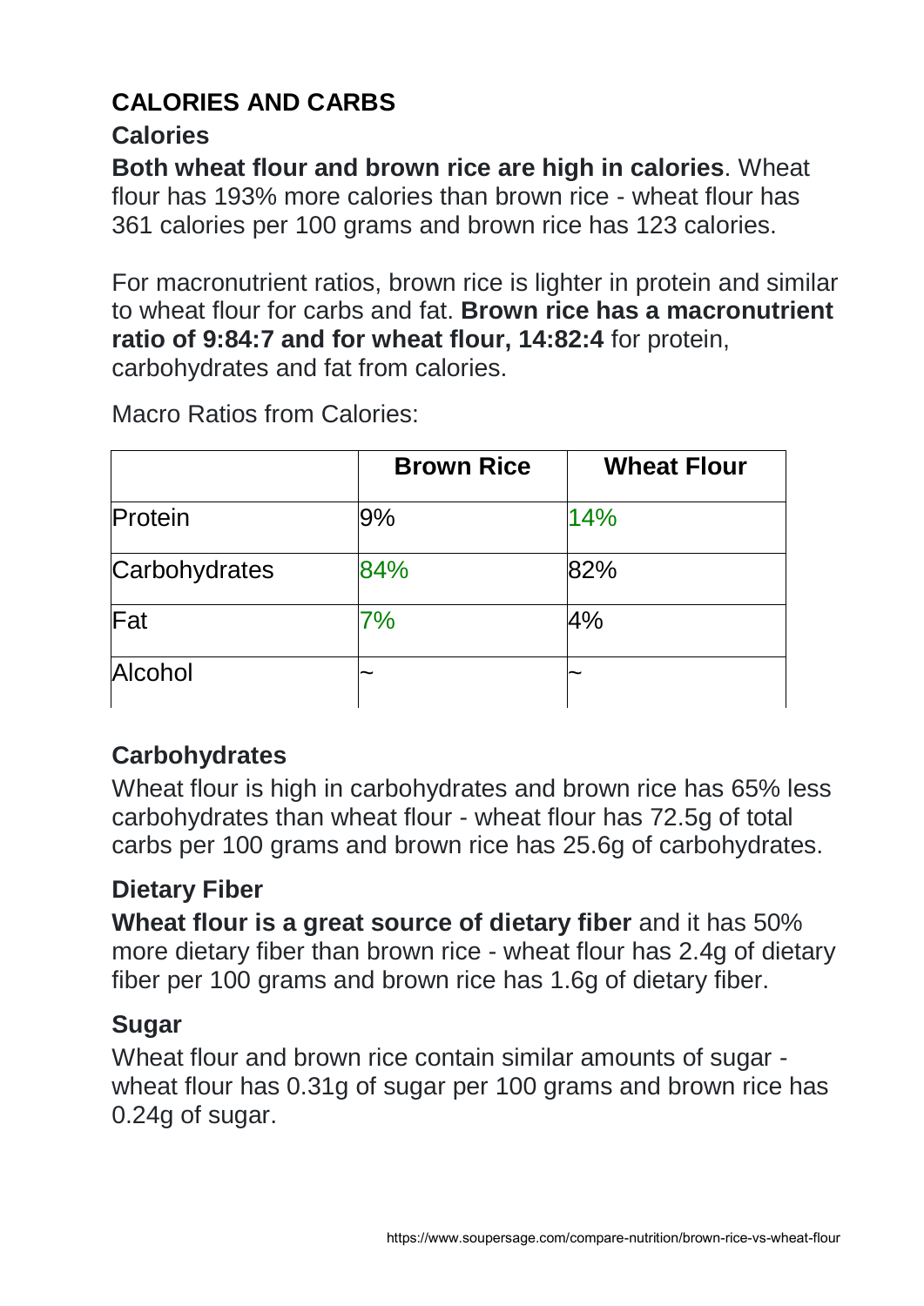## CALORIES AND CARBS

### Calories

**Both wheat flour and brown rice are high in calories**. Wheat flour has 193% more calories than brown rice - wheat flour has 361 calories per 100 grams and brown rice has 123 calories.

For macronutrient ratios, brown rice is lighter in protein and similar to wheat flour for carbs and fat. **Brown rice has a macronutrient ratio of 9:84:7 and for wheat flour, 14:82:4** for protein, carbohydrates and fat from calories.

Macro Ratios from Calories:

| | Brown Rice | Wheat Flour |
|---|---|---|
| Protein | 9% | 14% |
| Carbohydrates | 84% | 82% |
| Fat | 7% | 4% |
| Alcohol | ~ | ~ |

### Carbohydrates

Wheat flour is high in carbohydrates and brown rice has 65% less carbohydrates than wheat flour - wheat flour has 72.5g of total carbs per 100 grams and brown rice has 25.6g of carbohydrates.

### Dietary Fiber

**Wheat flour is a great source of dietary fiber** and it has 50% more dietary fiber than brown rice - wheat flour has 2.4g of dietary fiber per 100 grams and brown rice has 1.6g of dietary fiber.

### Sugar

Wheat flour and brown rice contain similar amounts of sugar - wheat flour has 0.31g of sugar per 100 grams and brown rice has 0.24g of sugar.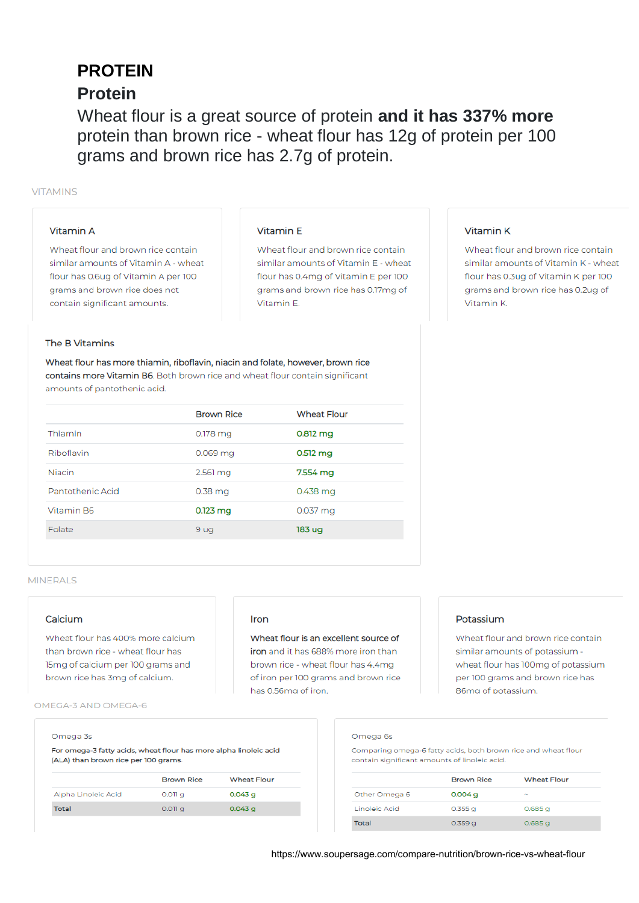# PROTEIN

## Protein

Wheat flour is a great source of protein **and it has 337% more** protein than brown rice - wheat flour has 12g of protein per 100 grams and brown rice has 2.7g of protein.

VITAMINS

### Vitamin A

Wheat flour and brown rice contain similar amounts of Vitamin A - wheat flour has 0.6ug of Vitamin A per 100 grams and brown rice does not contain significant amounts.

### Vitamin E

Wheat flour and brown rice contain similar amounts of Vitamin E - wheat flour has 0.4mg of Vitamin E per 100 grams and brown rice has 0.17mg of Vitamin E.

### Vitamin K

Wheat flour and brown rice contain similar amounts of Vitamin K - wheat flour has 0.3ug of Vitamin K per 100 grams and brown rice has 0.2ug of Vitamin K.

### The B Vitamins

**Wheat flour has more thiamin, riboflavin, niacin and folate, however, brown rice contains more Vitamin B6.** Both brown rice and wheat flour contain significant amounts of pantothenic acid.

| | Brown Rice | Wheat Flour |
|---|---|---|
| Thiamin | 0.178 mg | **0.812 mg** |
| Riboflavin | 0.069 mg | **0.512 mg** |
| Niacin | 2.561 mg | **7.554 mg** |
| Pantothenic Acid | 0.38 mg | 0.438 mg |
| Vitamin B6 | **0.123 mg** | 0.037 mg |
| Folate | 9 ug | **183 ug** |

MINERALS

### Calcium

Wheat flour has 400% more calcium than brown rice - wheat flour has 15mg of calcium per 100 grams and brown rice has 3mg of calcium.

### Iron

**Wheat flour is an excellent source of iron** and it has 688% more iron than brown rice - wheat flour has 4.4mg of iron per 100 grams and brown rice has 0.56mg of iron.

### Potassium

Wheat flour and brown rice contain similar amounts of potassium - wheat flour has 100mg of potassium per 100 grams and brown rice has 86mg of potassium.

OMEGA-3 AND OMEGA-6

### Omega 3s

**For omega-3 fatty acids, wheat flour has more alpha linoleic acid (ALA) than brown rice per 100 grams.**

| | Brown Rice | Wheat Flour |
|---|---|---|
| Alpha Linoleic Acid | 0.011 g | **0.043 g** |
| Total | 0.011 g | **0.043 g** |

### Omega 6s

Comparing omega-6 fatty acids, both brown rice and wheat flour contain significant amounts of linoleic acid.

| | Brown Rice | Wheat Flour |
|---|---|---|
| Other Omega 6 | **0.004 g** | ~ |
| Linoleic Acid | 0.355 g | 0.685 g |
| Total | 0.359 g | 0.685 g |

https://www.soupersage.com/compare-nutrition/brown-rice-vs-wheat-flour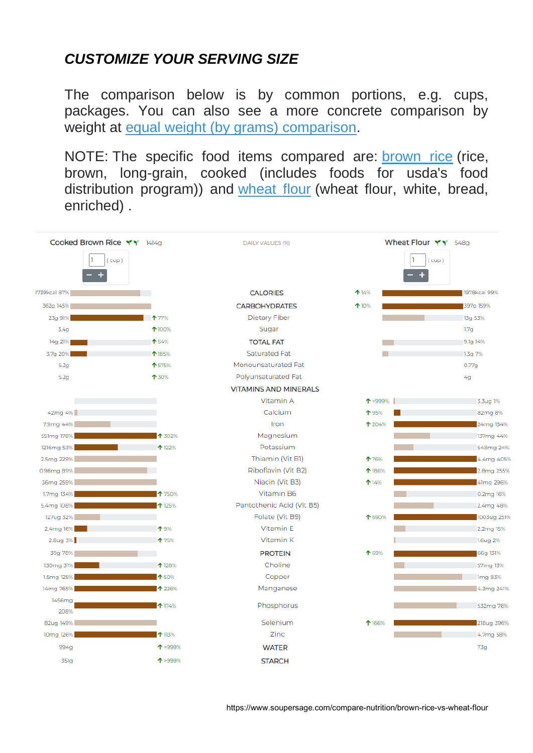### *CUSTOMIZE YOUR SERVING SIZE*

The comparison below is by common portions, e.g. cups, packages. You can also see a more concrete comparison by weight at equal weight (by grams) comparison.

NOTE: The specific food items compared are: brown rice (rice, brown, long-grain, cooked (includes foods for usda's food distribution program)) and wheat flour (wheat flour, white, bread, enriched) .

Cooked Brown Rice 1414g
1 ( cup )
− +

DAILY VALUES (%)

Wheat Flour 548g
1 ( cup )
− +

1739kcal 87% CALORIES 14% 1978kcal 99%
362g 145% CARBOHYDRATES 10% 397g 159%
23g 91% 77% Dietary Fiber 13g 53%
3.4g 100% Sugar 1.7g
14g 21% 54% TOTAL FAT 9.1g 14%
3.7g 20% 185% Saturated Fat 1.3g 7%
5.2g 575% Monounsaturated Fat 0.77g
5.2g 30% Polyunsaturated Fat 4g

VITAMINS AND MINERALS
Vitamin A >999% 3.3ug 1%
42mg 4% Calcium 95% 82mg 8%
7.9mg 44% Iron 204% 24mg 134%
551mg 178% 302% Magnesium 137mg 44%
1216mg 53% 122% Potassium 548mg 24%
2.5mg 229% Thiamin (Vit B1) 76% 4.4mg 405%
0.98mg 89% Riboflavin (Vit B2) 186% 2.8mg 255%
36mg 259% Niacin (Vit B3) 14% 41mg 296%
1.7mg 134% 750% Vitamin B6 0.2mg 16%
5.4mg 108% 125% Pantothenic Acid (Vit B5) 2.4mg 48%
127ug 32% Folate (Vit B9) 690% 1003ug 251%
2.4mg 16% 9% Vitamin E 2.2mg 15%
2.8ug 3% 75% Vitamin K 1.6ug 2%
39g 78% PROTEIN 69% 66g 131%
130mg 31% 128% Choline 57mg 13%
1.5mg 125% 50% Copper 1mg 83%
14mg 765% 226% Manganese 4.3mg 241%
1456mg 208% 174% Phosphorus 532mg 76%
82ug 149% Selenium 166% 218ug 396%
10mg 126% 113% Zinc 4.7mg 58%
994g >999% WATER 73g
351g >999% STARCH